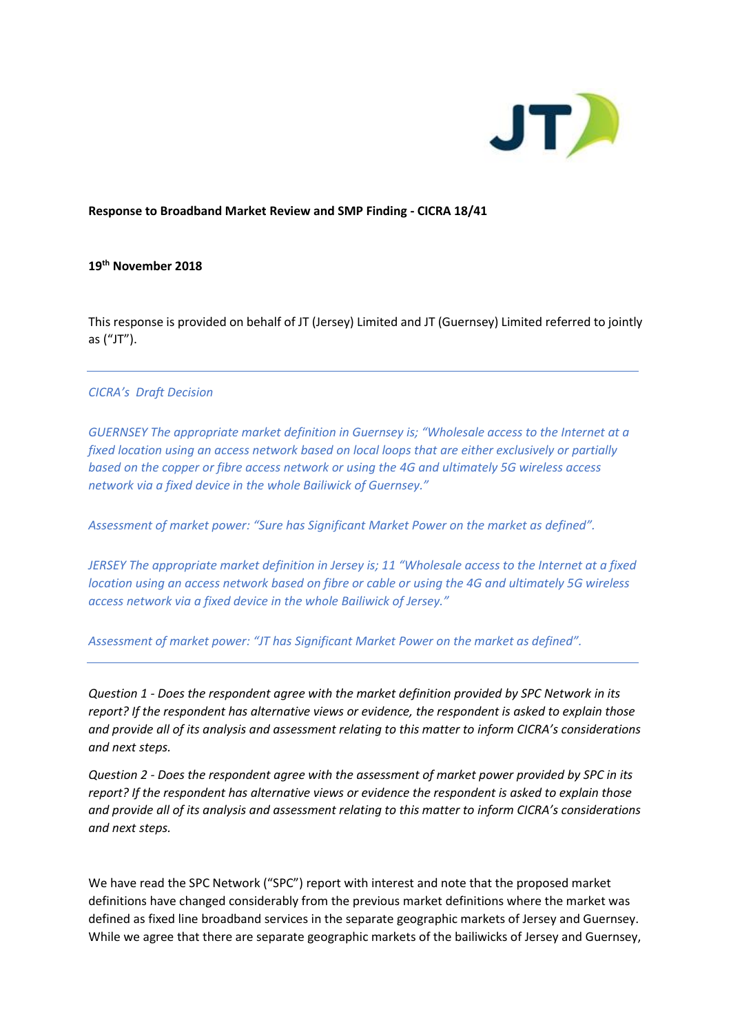**Response to Broadband Market Review and SMP Finding - CICRA 18/41**

**19th November 2018**

This response is provided on behalf of JT (Jersey) Limited and JT (Guernsey) Limited referred to jointly as ("JT").

---

*CICRA's Draft Decision*

*GUERNSEY The appropriate market definition in Guernsey is; "Wholesale access to the Internet at a fixed location using an access network based on local loops that are either exclusively or partially based on the copper or fibre access network or using the 4G and ultimately 5G wireless access network via a fixed device in the whole Bailiwick of Guernsey."*

*Assessment of market power: "Sure has Significant Market Power on the market as defined".*

*JERSEY The appropriate market definition in Jersey is; 11 "Wholesale access to the Internet at a fixed location using an access network based on fibre or cable or using the 4G and ultimately 5G wireless access network via a fixed device in the whole Bailiwick of Jersey."*

*Assessment of market power: "JT has Significant Market Power on the market as defined".*

---

*Question 1 - Does the respondent agree with the market definition provided by SPC Network in its report? If the respondent has alternative views or evidence, the respondent is asked to explain those and provide all of its analysis and assessment relating to this matter to inform CICRA's considerations and next steps.*

*Question 2 - Does the respondent agree with the assessment of market power provided by SPC in its report? If the respondent has alternative views or evidence the respondent is asked to explain those and provide all of its analysis and assessment relating to this matter to inform CICRA's considerations and next steps.*

We have read the SPC Network ("SPC") report with interest and note that the proposed market definitions have changed considerably from the previous market definitions where the market was defined as fixed line broadband services in the separate geographic markets of Jersey and Guernsey. While we agree that there are separate geographic markets of the bailiwicks of Jersey and Guernsey,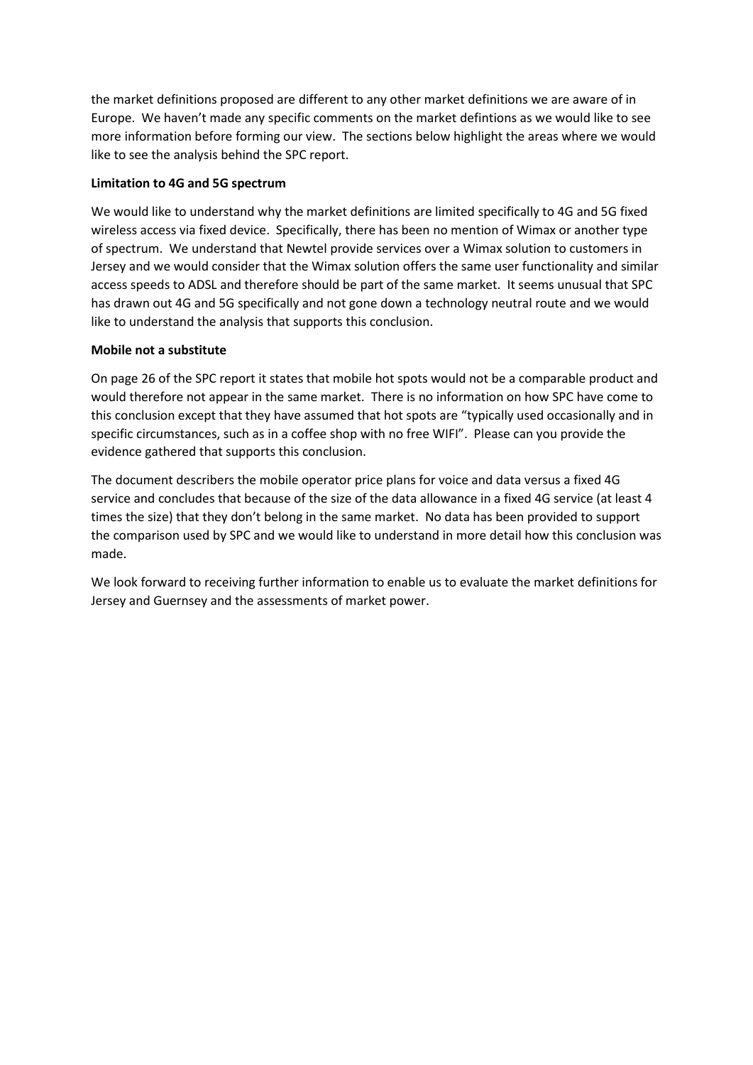the market definitions proposed are different to any other market definitions we are aware of in Europe. We haven't made any specific comments on the market defintions as we would like to see more information before forming our view. The sections below highlight the areas where we would like to see the analysis behind the SPC report.

**Limitation to 4G and 5G spectrum**

We would like to understand why the market definitions are limited specifically to 4G and 5G fixed wireless access via fixed device. Specifically, there has been no mention of Wimax or another type of spectrum. We understand that Newtel provide services over a Wimax solution to customers in Jersey and we would consider that the Wimax solution offers the same user functionality and similar access speeds to ADSL and therefore should be part of the same market. It seems unusual that SPC has drawn out 4G and 5G specifically and not gone down a technology neutral route and we would like to understand the analysis that supports this conclusion.

**Mobile not a substitute**

On page 26 of the SPC report it states that mobile hot spots would not be a comparable product and would therefore not appear in the same market. There is no information on how SPC have come to this conclusion except that they have assumed that hot spots are "typically used occasionally and in specific circumstances, such as in a coffee shop with no free WIFI". Please can you provide the evidence gathered that supports this conclusion.

The document describers the mobile operator price plans for voice and data versus a fixed 4G service and concludes that because of the size of the data allowance in a fixed 4G service (at least 4 times the size) that they don't belong in the same market. No data has been provided to support the comparison used by SPC and we would like to understand in more detail how this conclusion was made.

We look forward to receiving further information to enable us to evaluate the market definitions for Jersey and Guernsey and the assessments of market power.